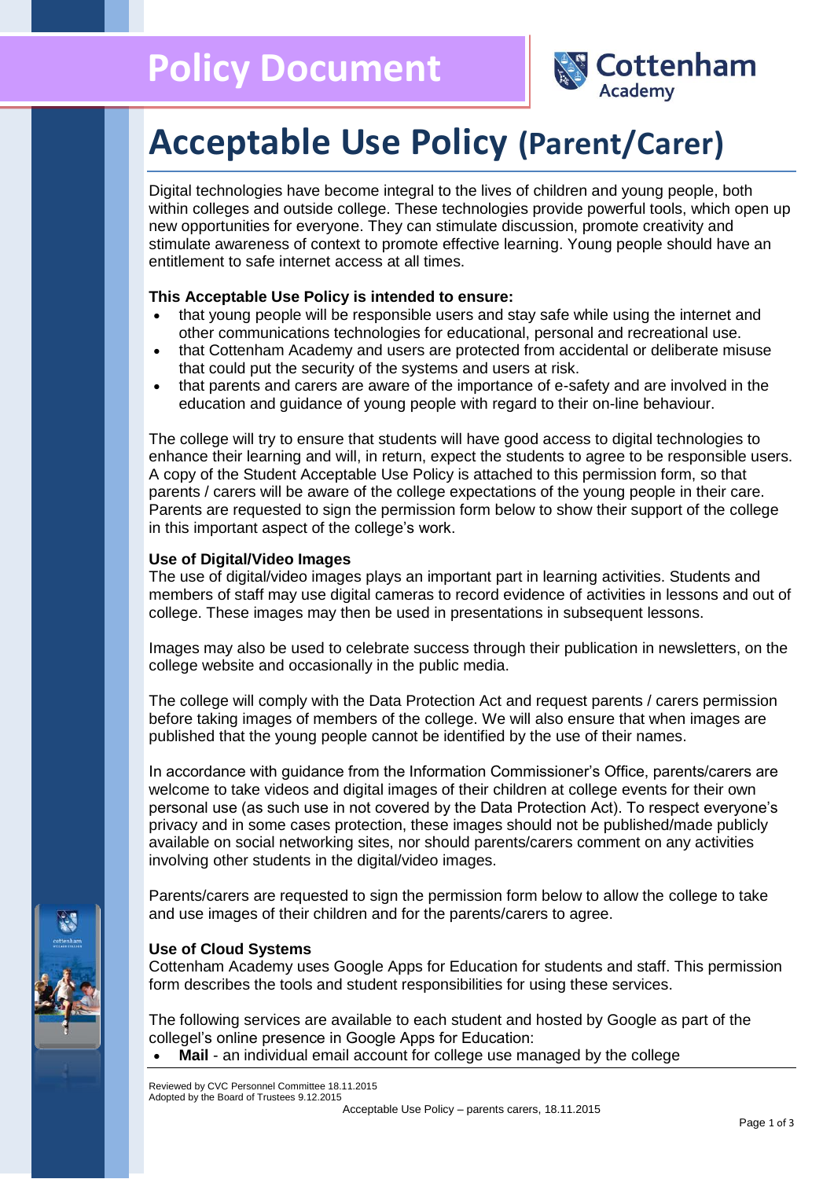# Policy Document

# Acceptable Use Policy (Parent/Carer)

Digital technologies have become integral to the lives of children and young people, both within colleges and outside college. These technologies provide powerful tools, which open up new opportunities for everyone. They can stimulate discussion, promote creativity and stimulate awareness of context to promote effective learning. Young people should have an entitlement to safe internet access at all times.

**This Acceptable Use Policy is intended to ensure:**

- that young people will be responsible users and stay safe while using the internet and other communications technologies for educational, personal and recreational use.
- that Cottenham Academy and users are protected from accidental or deliberate misuse that could put the security of the systems and users at risk.
- that parents and carers are aware of the importance of e-safety and are involved in the education and guidance of young people with regard to their on-line behaviour.

The college will try to ensure that students will have good access to digital technologies to enhance their learning and will, in return, expect the students to agree to be responsible users. A copy of the Student Acceptable Use Policy is attached to this permission form, so that parents / carers will be aware of the college expectations of the young people in their care. Parents are requested to sign the permission form below to show their support of the college in this important aspect of the college's work.

**Use of Digital/Video Images**

The use of digital/video images plays an important part in learning activities. Students and members of staff may use digital cameras to record evidence of activities in lessons and out of college. These images may then be used in presentations in subsequent lessons.

Images may also be used to celebrate success through their publication in newsletters, on the college website and occasionally in the public media.

The college will comply with the Data Protection Act and request parents / carers permission before taking images of members of the college. We will also ensure that when images are published that the young people cannot be identified by the use of their names.

In accordance with guidance from the Information Commissioner's Office, parents/carers are welcome to take videos and digital images of their children at college events for their own personal use (as such use in not covered by the Data Protection Act). To respect everyone's privacy and in some cases protection, these images should not be published/made publicly available on social networking sites, nor should parents/carers comment on any activities involving other students in the digital/video images.

Parents/carers are requested to sign the permission form below to allow the college to take and use images of their children and for the parents/carers to agree.

**Use of Cloud Systems**

Cottenham Academy uses Google Apps for Education for students and staff. This permission form describes the tools and student responsibilities for using these services.

The following services are available to each student and hosted by Google as part of the collegel's online presence in Google Apps for Education:

- **Mail** - an individual email account for college use managed by the college

Reviewed by CVC Personnel Committee 18.11.2015
Adopted by the Board of Trustees 9.12.2015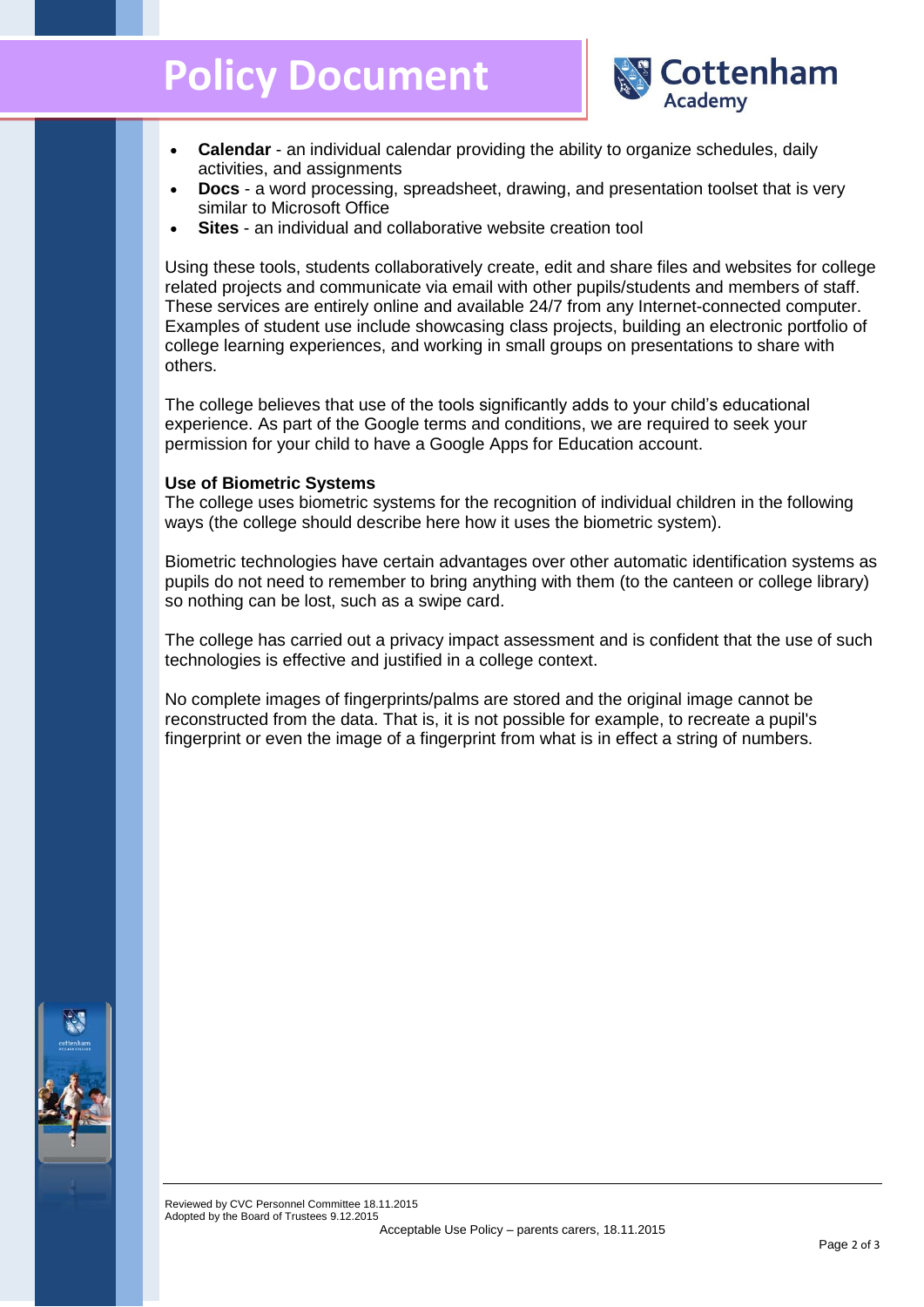- **Calendar** - an individual calendar providing the ability to organize schedules, daily activities, and assignments
- **Docs** - a word processing, spreadsheet, drawing, and presentation toolset that is very similar to Microsoft Office
- **Sites** - an individual and collaborative website creation tool

Using these tools, students collaboratively create, edit and share files and websites for college related projects and communicate via email with other pupils/students and members of staff. These services are entirely online and available 24/7 from any Internet-connected computer. Examples of student use include showcasing class projects, building an electronic portfolio of college learning experiences, and working in small groups on presentations to share with others.

The college believes that use of the tools significantly adds to your child's educational experience. As part of the Google terms and conditions, we are required to seek your permission for your child to have a Google Apps for Education account.

**Use of Biometric Systems**

The college uses biometric systems for the recognition of individual children in the following ways (the college should describe here how it uses the biometric system).

Biometric technologies have certain advantages over other automatic identification systems as pupils do not need to remember to bring anything with them (to the canteen or college library) so nothing can be lost, such as a swipe card.

The college has carried out a privacy impact assessment and is confident that the use of such technologies is effective and justified in a college context.

No complete images of fingerprints/palms are stored and the original image cannot be reconstructed from the data. That is, it is not possible for example, to recreate a pupil's fingerprint or even the image of a fingerprint from what is in effect a string of numbers.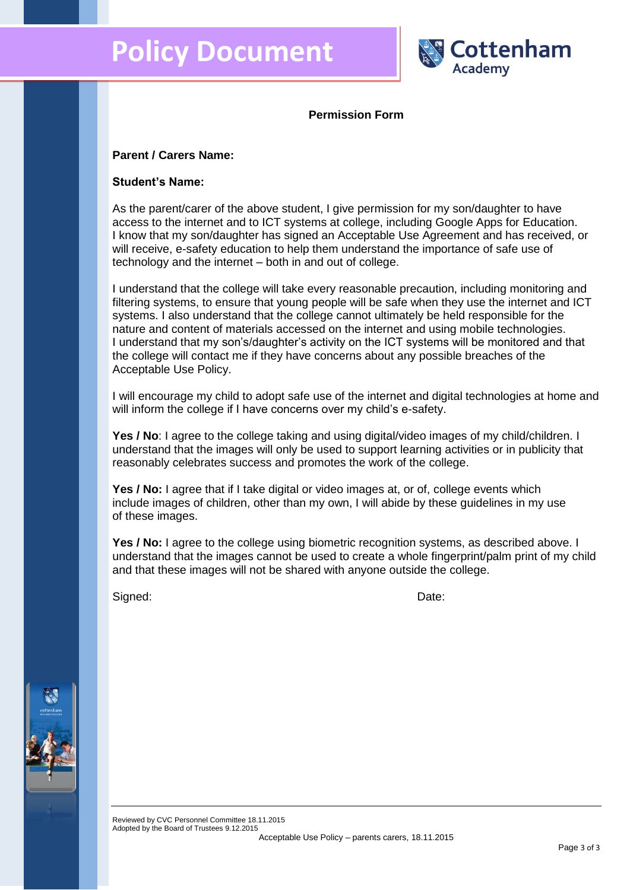**Policy Document**

## Permission Form

**Parent / Carers Name:**

**Student's Name:**

As the parent/carer of the above student, I give permission for my son/daughter to have access to the internet and to ICT systems at college, including Google Apps for Education. I know that my son/daughter has signed an Acceptable Use Agreement and has received, or will receive, e-safety education to help them understand the importance of safe use of technology and the internet – both in and out of college.

I understand that the college will take every reasonable precaution, including monitoring and filtering systems, to ensure that young people will be safe when they use the internet and ICT systems. I also understand that the college cannot ultimately be held responsible for the nature and content of materials accessed on the internet and using mobile technologies. I understand that my son's/daughter's activity on the ICT systems will be monitored and that the college will contact me if they have concerns about any possible breaches of the Acceptable Use Policy.

I will encourage my child to adopt safe use of the internet and digital technologies at home and will inform the college if I have concerns over my child's e-safety.

**Yes / No**: I agree to the college taking and using digital/video images of my child/children. I understand that the images will only be used to support learning activities or in publicity that reasonably celebrates success and promotes the work of the college.

**Yes / No:** I agree that if I take digital or video images at, or of, college events which include images of children, other than my own, I will abide by these guidelines in my use of these images.

**Yes / No:** I agree to the college using biometric recognition systems, as described above. I understand that the images cannot be used to create a whole fingerprint/palm print of my child and that these images will not be shared with anyone outside the college.

Signed: Date:

Reviewed by CVC Personnel Committee 18.11.2015
Adopted by the Board of Trustees 9.12.2015